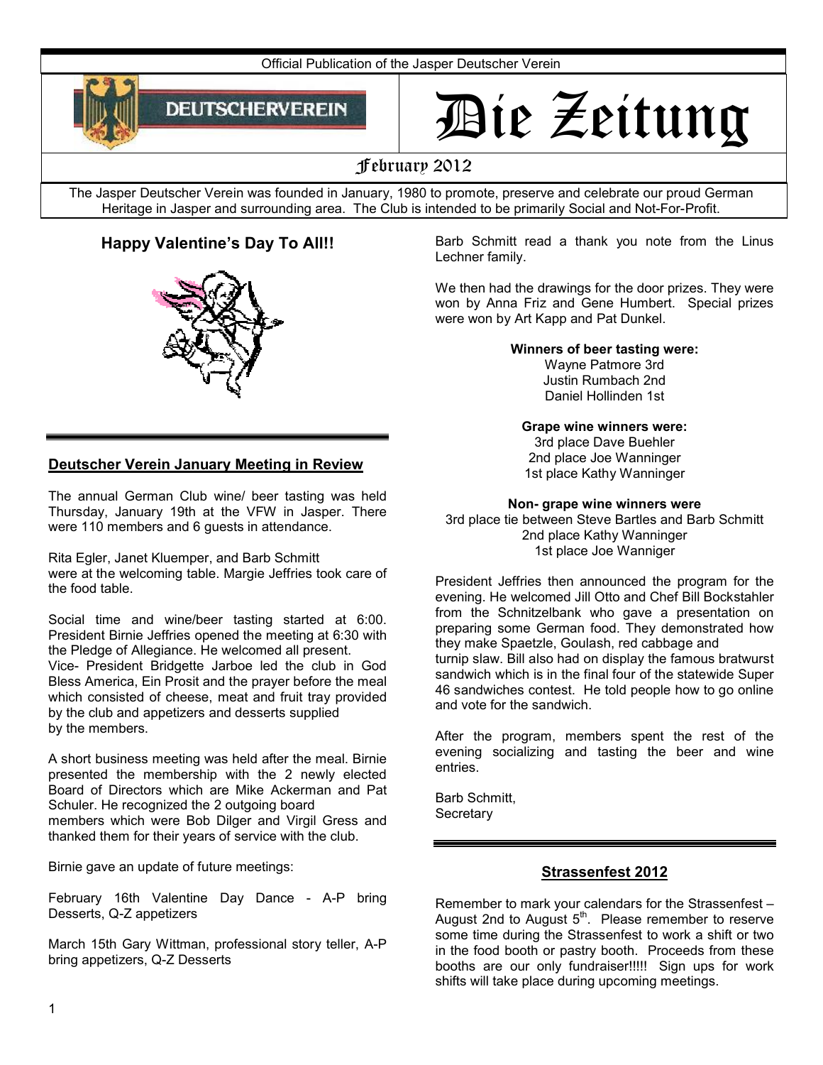Official Publication of the Jasper Deutscher Verein

DEUTSCHERVEREIN

# Die Zeitung

February 2012

The Jasper Deutscher Verein was founded in January, 1980 to promote, preserve and celebrate our proud German Heritage in Jasper and surrounding area. The Club is intended to be primarily Social and Not-For-Profit.

## Happy Valentine's Day To All!!

## Deutscher Verein January Meeting in Review

The annual German Club wine/ beer tasting was held Thursday, January 19th at the VFW in Jasper. There were 110 members and 6 guests in attendance.

Rita Egler, Janet Kluemper, and Barb Schmitt were at the welcoming table. Margie Jeffries took care of the food table.

Social time and wine/beer tasting started at 6:00. President Birnie Jeffries opened the meeting at 6:30 with the Pledge of Allegiance. He welcomed all present. Vice- President Bridgette Jarboe led the club in God Bless America, Ein Prosit and the prayer before the meal which consisted of cheese, meat and fruit tray provided by the club and appetizers and desserts supplied by the members.

A short business meeting was held after the meal. Birnie presented the membership with the 2 newly elected Board of Directors which are Mike Ackerman and Pat Schuler. He recognized the 2 outgoing board members which were Bob Dilger and Virgil Gress and thanked them for their years of service with the club.

Birnie gave an update of future meetings:

February 16th Valentine Day Dance - A-P bring Desserts, Q-Z appetizers

March 15th Gary Wittman, professional story teller, A-P bring appetizers, Q-Z Desserts

Barb Schmitt read a thank you note from the Linus Lechner family.

We then had the drawings for the door prizes. They were won by Anna Friz and Gene Humbert. Special prizes were won by Art Kapp and Pat Dunkel.

**Winners of beer tasting were:**
Wayne Patmore 3rd
Justin Rumbach 2nd
Daniel Hollinden 1st

**Grape wine winners were:**
3rd place Dave Buehler
2nd place Joe Wanninger
1st place Kathy Wanninger

**Non- grape wine winners were**
3rd place tie between Steve Bartles and Barb Schmitt
2nd place Kathy Wanninger
1st place Joe Wanniger

President Jeffries then announced the program for the evening. He welcomed Jill Otto and Chef Bill Bockstahler from the Schnitzelbank who gave a presentation on preparing some German food. They demonstrated how they make Spaetzle, Goulash, red cabbage and turnip slaw. Bill also had on display the famous bratwurst sandwich which is in the final four of the statewide Super 46 sandwiches contest. He told people how to go online and vote for the sandwich.

After the program, members spent the rest of the evening socializing and tasting the beer and wine entries.

Barb Schmitt,
Secretary

## Strassenfest 2012

Remember to mark your calendars for the Strassenfest – August 2nd to August 5th. Please remember to reserve some time during the Strassenfest to work a shift or two in the food booth or pastry booth. Proceeds from these booths are our only fundraiser!!!!! Sign ups for work shifts will take place during upcoming meetings.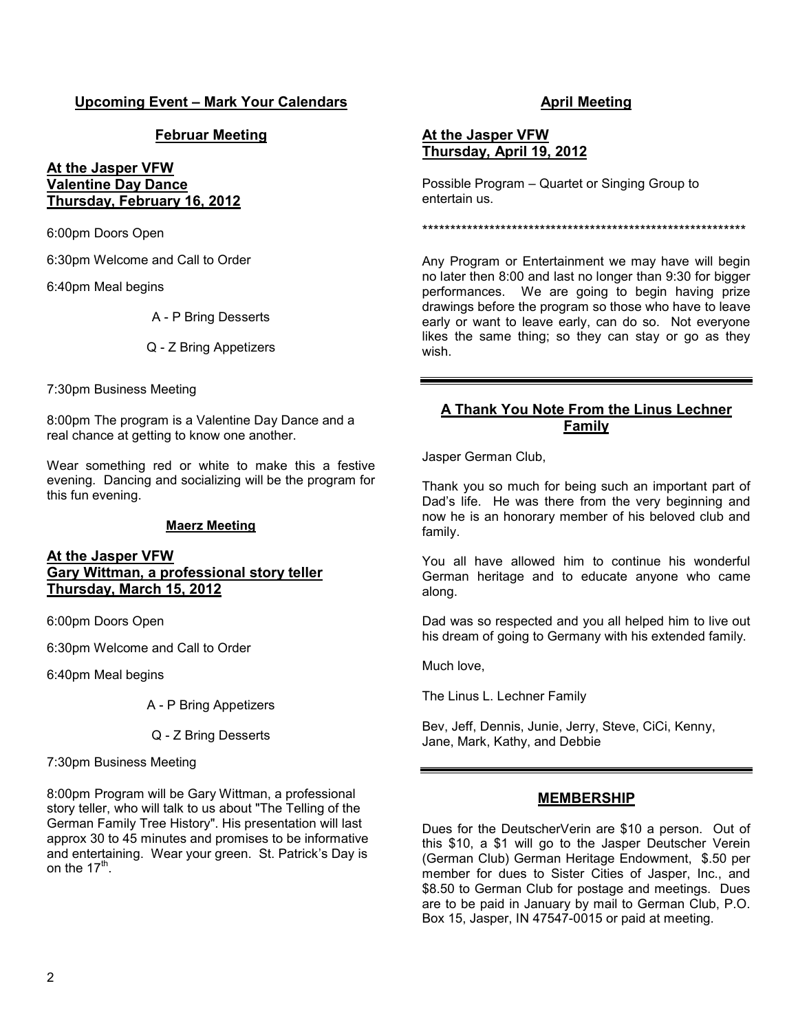## Upcoming Event – Mark Your Calendars

### Februar Meeting

**At the Jasper VFW**
**Valentine Day Dance**
**Thursday, February 16, 2012**

6:00pm Doors Open

6:30pm Welcome and Call to Order

6:40pm Meal begins

A - P Bring Desserts

Q - Z Bring Appetizers

7:30pm Business Meeting

8:00pm The program is a Valentine Day Dance and a real chance at getting to know one another.

Wear something red or white to make this a festive evening. Dancing and socializing will be the program for this fun evening.

### Maerz Meeting

**At the Jasper VFW**
**Gary Wittman, a professional story teller**
**Thursday, March 15, 2012**

6:00pm Doors Open

6:30pm Welcome and Call to Order

6:40pm Meal begins

A - P Bring Appetizers

Q - Z Bring Desserts

7:30pm Business Meeting

8:00pm Program will be Gary Wittman, a professional story teller, who will talk to us about "The Telling of the German Family Tree History". His presentation will last approx 30 to 45 minutes and promises to be informative and entertaining. Wear your green. St. Patrick's Day is on the 17th.

### April Meeting

**At the Jasper VFW**
**Thursday, April 19, 2012**

Possible Program – Quartet or Singing Group to entertain us.

************************************************************

Any Program or Entertainment we may have will begin no later then 8:00 and last no longer than 9:30 for bigger performances. We are going to begin having prize drawings before the program so those who have to leave early or want to leave early, can do so. Not everyone likes the same thing; so they can stay or go as they wish.

---

## A Thank You Note From the Linus Lechner Family

Jasper German Club,

Thank you so much for being such an important part of Dad's life. He was there from the very beginning and now he is an honorary member of his beloved club and family.

You all have allowed him to continue his wonderful German heritage and to educate anyone who came along.

Dad was so respected and you all helped him to live out his dream of going to Germany with his extended family.

Much love,

The Linus L. Lechner Family

Bev, Jeff, Dennis, Junie, Jerry, Steve, CiCi, Kenny, Jane, Mark, Kathy, and Debbie

---

## MEMBERSHIP

Dues for the DeutscherVerin are $10 a person. Out of this $10, a $1 will go to the Jasper Deutscher Verein (German Club) German Heritage Endowment, $.50 per member for dues to Sister Cities of Jasper, Inc., and $8.50 to German Club for postage and meetings. Dues are to be paid in January by mail to German Club, P.O. Box 15, Jasper, IN 47547-0015 or paid at meeting.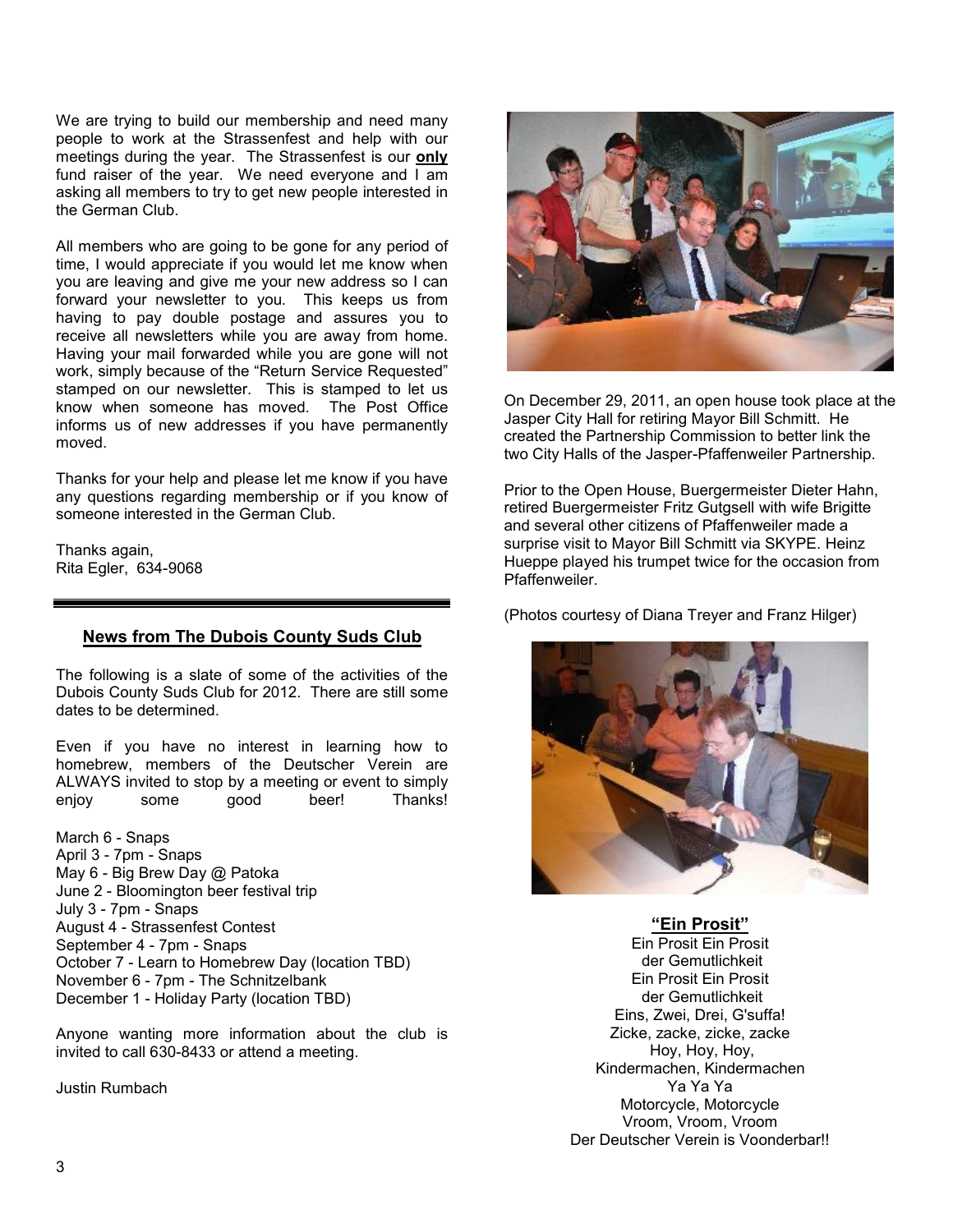We are trying to build our membership and need many people to work at the Strassenfest and help with our meetings during the year. The Strassenfest is our **only** fund raiser of the year. We need everyone and I am asking all members to try to get new people interested in the German Club.

All members who are going to be gone for any period of time, I would appreciate if you would let me know when you are leaving and give me your new address so I can forward your newsletter to you. This keeps us from having to pay double postage and assures you to receive all newsletters while you are away from home. Having your mail forwarded while you are gone will not work, simply because of the "Return Service Requested" stamped on our newsletter. This is stamped to let us know when someone has moved. The Post Office informs us of new addresses if you have permanently moved.

Thanks for your help and please let me know if you have any questions regarding membership or if you know of someone interested in the German Club.

Thanks again,
Rita Egler, 634-9068

---

## News from The Dubois County Suds Club

The following is a slate of some of the activities of the Dubois County Suds Club for 2012. There are still some dates to be determined.

Even if you have no interest in learning how to homebrew, members of the Deutscher Verein are ALWAYS invited to stop by a meeting or event to simply enjoy some good beer! Thanks!

March 6 - Snaps
April 3 - 7pm - Snaps
May 6 - Big Brew Day @ Patoka
June 2 - Bloomington beer festival trip
July 3 - 7pm - Snaps
August 4 - Strassenfest Contest
September 4 - 7pm - Snaps
October 7 - Learn to Homebrew Day (location TBD)
November 6 - 7pm - The Schnitzelbank
December 1 - Holiday Party (location TBD)

Anyone wanting more information about the club is invited to call 630-8433 or attend a meeting.

Justin Rumbach

On December 29, 2011, an open house took place at the Jasper City Hall for retiring Mayor Bill Schmitt. He created the Partnership Commission to better link the two City Halls of the Jasper-Pfaffenweiler Partnership.

Prior to the Open House, Buergermeister Dieter Hahn, retired Buergermeister Fritz Gutgsell with wife Brigitte and several other citizens of Pfaffenweiler made a surprise visit to Mayor Bill Schmitt via SKYPE. Heinz Hueppe played his trumpet twice for the occasion from Pfaffenweiler.

(Photos courtesy of Diana Treyer and Franz Hilger)

## "Ein Prosit"

Ein Prosit Ein Prosit
der Gemutlichkeit
Ein Prosit Ein Prosit
der Gemutlichkeit
Eins, Zwei, Drei, G'suffa!
Zicke, zacke, zicke, zacke
Hoy, Hoy, Hoy,
Kindermachen, Kindermachen
Ya Ya Ya
Motorcycle, Motorcycle
Vroom, Vroom, Vroom
Der Deutscher Verein is Voonderbar!!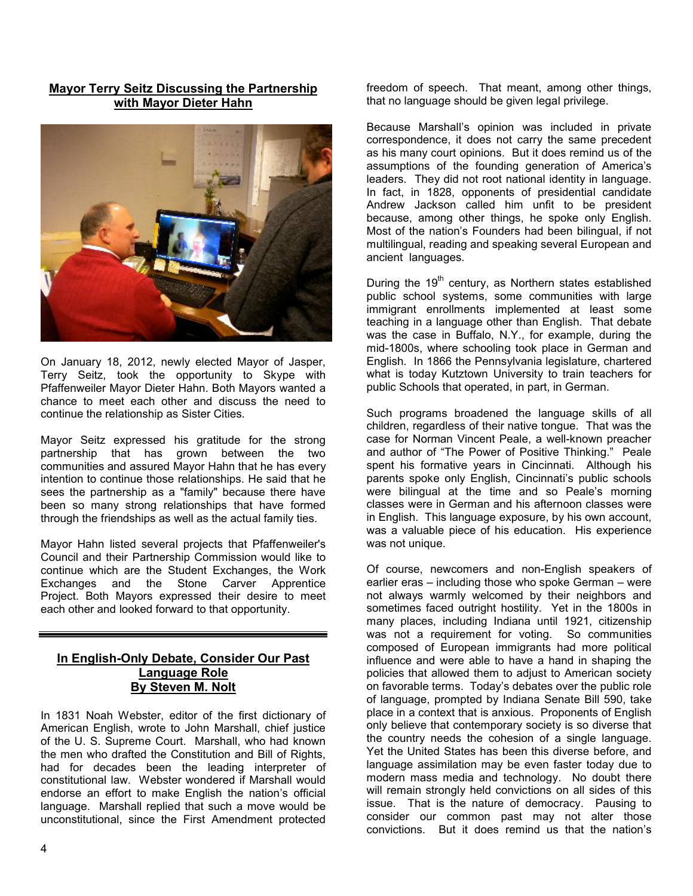## Mayor Terry Seitz Discussing the Partnership with Mayor Dieter Hahn

On January 18, 2012, newly elected Mayor of Jasper, Terry Seitz, took the opportunity to Skype with Pfaffenweiler Mayor Dieter Hahn. Both Mayors wanted a chance to meet each other and discuss the need to continue the relationship as Sister Cities.

Mayor Seitz expressed his gratitude for the strong partnership that has grown between the two communities and assured Mayor Hahn that he has every intention to continue those relationships. He said that he sees the partnership as a "family" because there have been so many strong relationships that have formed through the friendships as well as the actual family ties.

Mayor Hahn listed several projects that Pfaffenweiler's Council and their Partnership Commission would like to continue which are the Student Exchanges, the Work Exchanges and the Stone Carver Apprentice Project. Both Mayors expressed their desire to meet each other and looked forward to that opportunity.

---

## In English-Only Debate, Consider Our Past Language Role
### By Steven M. Nolt

In 1831 Noah Webster, editor of the first dictionary of American English, wrote to John Marshall, chief justice of the U. S. Supreme Court. Marshall, who had known the men who drafted the Constitution and Bill of Rights, had for decades been the leading interpreter of constitutional law. Webster wondered if Marshall would endorse an effort to make English the nation's official language. Marshall replied that such a move would be unconstitutional, since the First Amendment protected freedom of speech. That meant, among other things, that no language should be given legal privilege.

Because Marshall's opinion was included in private correspondence, it does not carry the same precedent as his many court opinions. But it does remind us of the assumptions of the founding generation of America's leaders. They did not root national identity in language. In fact, in 1828, opponents of presidential candidate Andrew Jackson called him unfit to be president because, among other things, he spoke only English. Most of the nation's Founders had been bilingual, if not multilingual, reading and speaking several European and ancient languages.

During the 19th century, as Northern states established public school systems, some communities with large immigrant enrollments implemented at least some teaching in a language other than English. That debate was the case in Buffalo, N.Y., for example, during the mid-1800s, where schooling took place in German and English. In 1866 the Pennsylvania legislature, chartered what is today Kutztown University to train teachers for public Schools that operated, in part, in German.

Such programs broadened the language skills of all children, regardless of their native tongue. That was the case for Norman Vincent Peale, a well-known preacher and author of "The Power of Positive Thinking." Peale spent his formative years in Cincinnati. Although his parents spoke only English, Cincinnati's public schools were bilingual at the time and so Peale's morning classes were in German and his afternoon classes were in English. This language exposure, by his own account, was a valuable piece of his education. His experience was not unique.

Of course, newcomers and non-English speakers of earlier eras – including those who spoke German – were not always warmly welcomed by their neighbors and sometimes faced outright hostility. Yet in the 1800s in many places, including Indiana until 1921, citizenship was not a requirement for voting. So communities composed of European immigrants had more political influence and were able to have a hand in shaping the policies that allowed them to adjust to American society on favorable terms. Today's debates over the public role of language, prompted by Indiana Senate Bill 590, take place in a context that is anxious. Proponents of English only believe that contemporary society is so diverse that the country needs the cohesion of a single language. Yet the United States has been this diverse before, and language assimilation may be even faster today due to modern mass media and technology. No doubt there will remain strongly held convictions on all sides of this issue. That is the nature of democracy. Pausing to consider our common past may not alter those convictions. But it does remind us that the nation's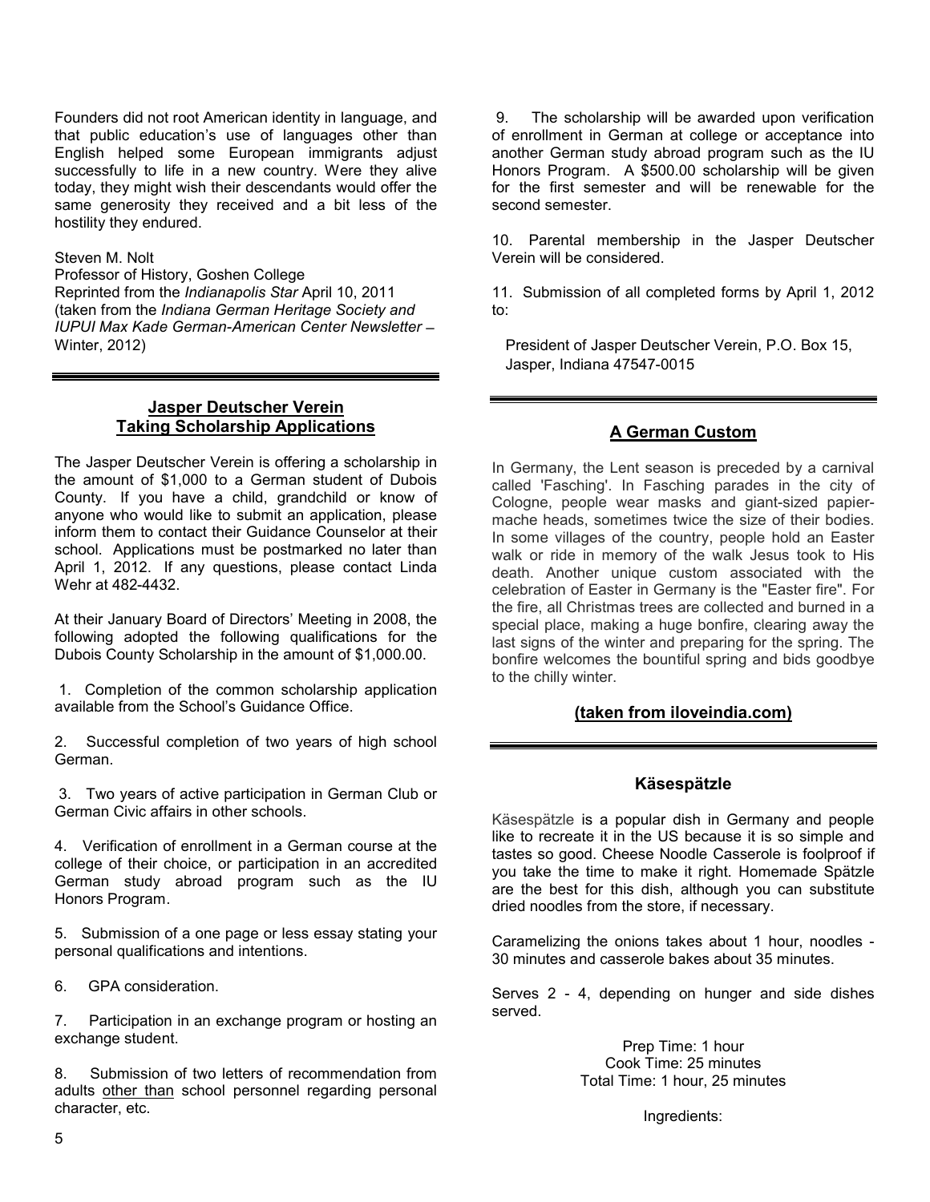Founders did not root American identity in language, and that public education's use of languages other than English helped some European immigrants adjust successfully to life in a new country. Were they alive today, they might wish their descendants would offer the same generosity they received and a bit less of the hostility they endured.

Steven M. Nolt
Professor of History, Goshen College
Reprinted from the *Indianapolis Star* April 10, 2011
(taken from the *Indiana German Heritage Society and IUPUI Max Kade German-American Center Newsletter* – Winter, 2012)

## Jasper Deutscher Verein Taking Scholarship Applications

The Jasper Deutscher Verein is offering a scholarship in the amount of $1,000 to a German student of Dubois County. If you have a child, grandchild or know of anyone who would like to submit an application, please inform them to contact their Guidance Counselor at their school. Applications must be postmarked no later than April 1, 2012. If any questions, please contact Linda Wehr at 482-4432.

At their January Board of Directors' Meeting in 2008, the following adopted the following qualifications for the Dubois County Scholarship in the amount of $1,000.00.

1. Completion of the common scholarship application available from the School's Guidance Office.

2. Successful completion of two years of high school German.

3. Two years of active participation in German Club or German Civic affairs in other schools.

4. Verification of enrollment in a German course at the college of their choice, or participation in an accredited German study abroad program such as the IU Honors Program.

5. Submission of a one page or less essay stating your personal qualifications and intentions.

6. GPA consideration.

7. Participation in an exchange program or hosting an exchange student.

8. Submission of two letters of recommendation from adults <u>other than</u> school personnel regarding personal character, etc.

9. The scholarship will be awarded upon verification of enrollment in German at college or acceptance into another German study abroad program such as the IU Honors Program. A $500.00 scholarship will be given for the first semester and will be renewable for the second semester.

10. Parental membership in the Jasper Deutscher Verein will be considered.

11. Submission of all completed forms by April 1, 2012 to:

President of Jasper Deutscher Verein, P.O. Box 15, Jasper, Indiana 47547-0015

## A German Custom

In Germany, the Lent season is preceded by a carnival called 'Fasching'. In Fasching parades in the city of Cologne, people wear masks and giant-sized papier-mache heads, sometimes twice the size of their bodies. In some villages of the country, people hold an Easter walk or ride in memory of the walk Jesus took to His death. Another unique custom associated with the celebration of Easter in Germany is the "Easter fire". For the fire, all Christmas trees are collected and burned in a special place, making a huge bonfire, clearing away the last signs of the winter and preparing for the spring. The bonfire welcomes the bountiful spring and bids goodbye to the chilly winter.

**(taken from iloveindia.com)**

## Käsespätzle

Käsespätzle is a popular dish in Germany and people like to recreate it in the US because it is so simple and tastes so good. Cheese Noodle Casserole is foolproof if you take the time to make it right. Homemade Spätzle are the best for this dish, although you can substitute dried noodles from the store, if necessary.

Caramelizing the onions takes about 1 hour, noodles - 30 minutes and casserole bakes about 35 minutes.

Serves 2 - 4, depending on hunger and side dishes served.

Prep Time: 1 hour
Cook Time: 25 minutes
Total Time: 1 hour, 25 minutes

Ingredients: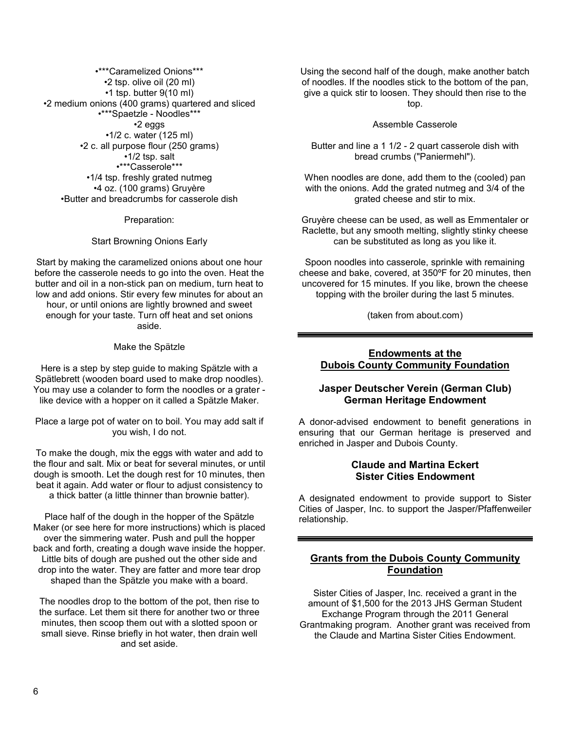•***Caramelized Onions***
•2 tsp. olive oil (20 ml)
•1 tsp. butter 9(10 ml)
•2 medium onions (400 grams) quartered and sliced
•***Spaetzle - Noodles***
•2 eggs
•1/2 c. water (125 ml)
•2 c. all purpose flour (250 grams)
•1/2 tsp. salt
•***Casserole***
•1/4 tsp. freshly grated nutmeg
•4 oz. (100 grams) Gruyère
•Butter and breadcrumbs for casserole dish

Preparation:

Start Browning Onions Early

Start by making the caramelized onions about one hour before the casserole needs to go into the oven. Heat the butter and oil in a non-stick pan on medium, turn heat to low and add onions. Stir every few minutes for about an hour, or until onions are lightly browned and sweet enough for your taste. Turn off heat and set onions aside.

Make the Spätzle

Here is a step by step guide to making Spätzle with a Spätlebrett (wooden board used to make drop noodles). You may use a colander to form the noodles or a grater - like device with a hopper on it called a Spätzle Maker.

Place a large pot of water on to boil. You may add salt if you wish, I do not.

To make the dough, mix the eggs with water and add to the flour and salt. Mix or beat for several minutes, or until dough is smooth. Let the dough rest for 10 minutes, then beat it again. Add water or flour to adjust consistency to a thick batter (a little thinner than brownie batter).

Place half of the dough in the hopper of the Spätzle Maker (or see here for more instructions) which is placed over the simmering water. Push and pull the hopper back and forth, creating a dough wave inside the hopper. Little bits of dough are pushed out the other side and drop into the water. They are fatter and more tear drop shaped than the Spätzle you make with a board.

The noodles drop to the bottom of the pot, then rise to the surface. Let them sit there for another two or three minutes, then scoop them out with a slotted spoon or small sieve. Rinse briefly in hot water, then drain well and set aside.

Using the second half of the dough, make another batch of noodles. If the noodles stick to the bottom of the pan, give a quick stir to loosen. They should then rise to the top.

Assemble Casserole

Butter and line a 1 1/2 - 2 quart casserole dish with bread crumbs ("Paniermehl").

When noodles are done, add them to the (cooled) pan with the onions. Add the grated nutmeg and 3/4 of the grated cheese and stir to mix.

Gruyère cheese can be used, as well as Emmentaler or Raclette, but any smooth melting, slightly stinky cheese can be substituted as long as you like it.

Spoon noodles into casserole, sprinkle with remaining cheese and bake, covered, at 350ºF for 20 minutes, then uncovered for 15 minutes. If you like, brown the cheese topping with the broiler during the last 5 minutes.

(taken from about.com)

---

## Endowments at the Dubois County Community Foundation

### Jasper Deutscher Verein (German Club) German Heritage Endowment

A donor-advised endowment to benefit generations in ensuring that our German heritage is preserved and enriched in Jasper and Dubois County.

### Claude and Martina Eckert Sister Cities Endowment

A designated endowment to provide support to Sister Cities of Jasper, Inc. to support the Jasper/Pfaffenweiler relationship.

---

## Grants from the Dubois County Community Foundation

Sister Cities of Jasper, Inc. received a grant in the amount of $1,500 for the 2013 JHS German Student Exchange Program through the 2011 General Grantmaking program. Another grant was received from the Claude and Martina Sister Cities Endowment.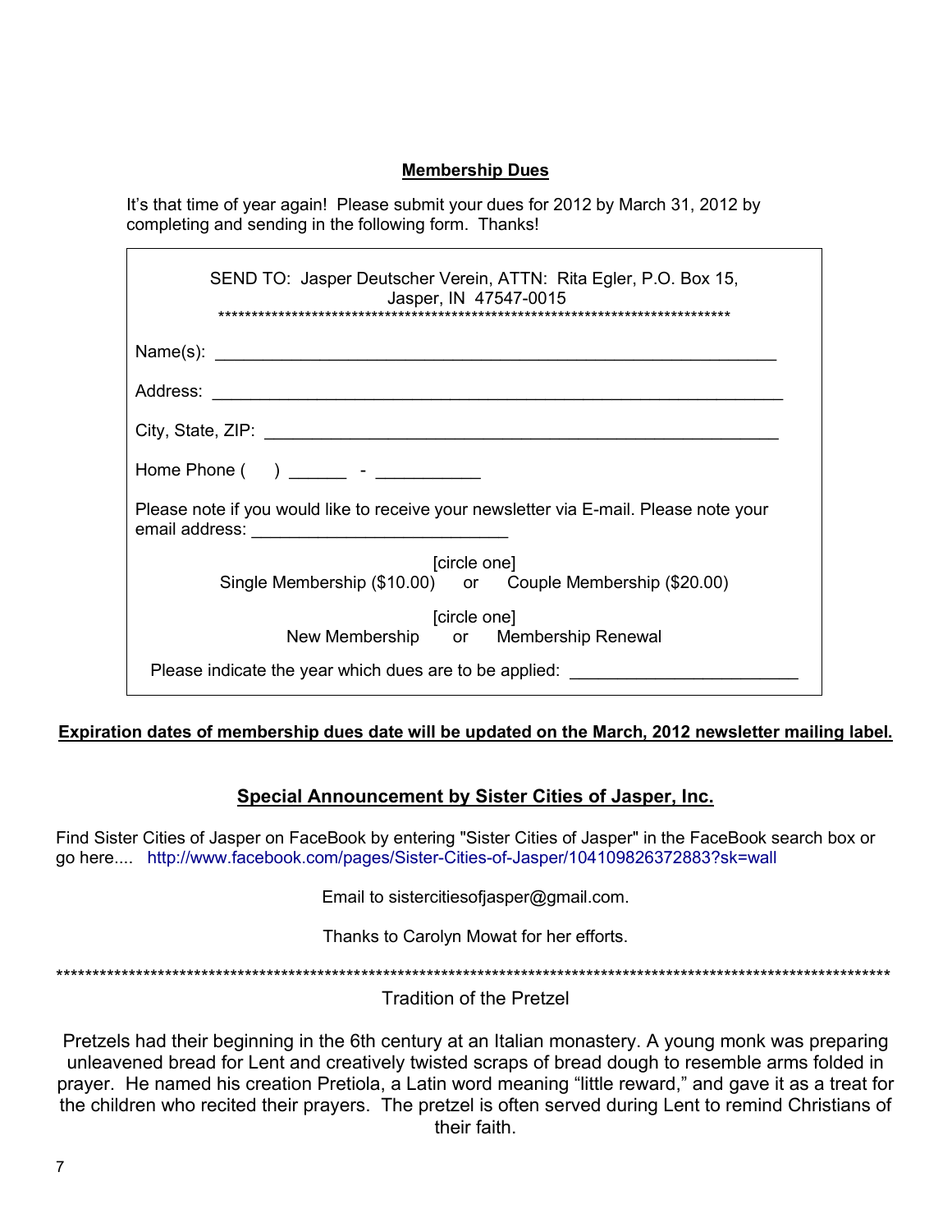## Membership Dues

It's that time of year again! Please submit your dues for 2012 by March 31, 2012 by completing and sending in the following form. Thanks!

SEND TO: Jasper Deutscher Verein, ATTN: Rita Egler, P.O. Box 15, Jasper, IN 47547-0015

*******************************************************************************

Name(s): ____________________________________________________________

Address: _____________________________________________________________

City, State, ZIP: _______________________________________________________

Home Phone ( ) ______ - __________

Please note if you would like to receive your newsletter via E-mail. Please note your email address: _________________________

[circle one]
Single Membership ($10.00) or Couple Membership ($20.00)

[circle one]
New Membership or Membership Renewal

Please indicate the year which dues are to be applied: ______________________

**Expiration dates of membership dues date will be updated on the March, 2012 newsletter mailing label.**

## Special Announcement by Sister Cities of Jasper, Inc.

Find Sister Cities of Jasper on FaceBook by entering "Sister Cities of Jasper" in the FaceBook search box or go here.... http://www.facebook.com/pages/Sister-Cities-of-Jasper/104109826372883?sk=wall

Email to sistercitiesofjasper@gmail.com.

Thanks to Carolyn Mowat for her efforts.

*******************************************************************************

## Tradition of the Pretzel

Pretzels had their beginning in the 6th century at an Italian monastery. A young monk was preparing unleavened bread for Lent and creatively twisted scraps of bread dough to resemble arms folded in prayer. He named his creation Pretiola, a Latin word meaning "little reward," and gave it as a treat for the children who recited their prayers. The pretzel is often served during Lent to remind Christians of their faith.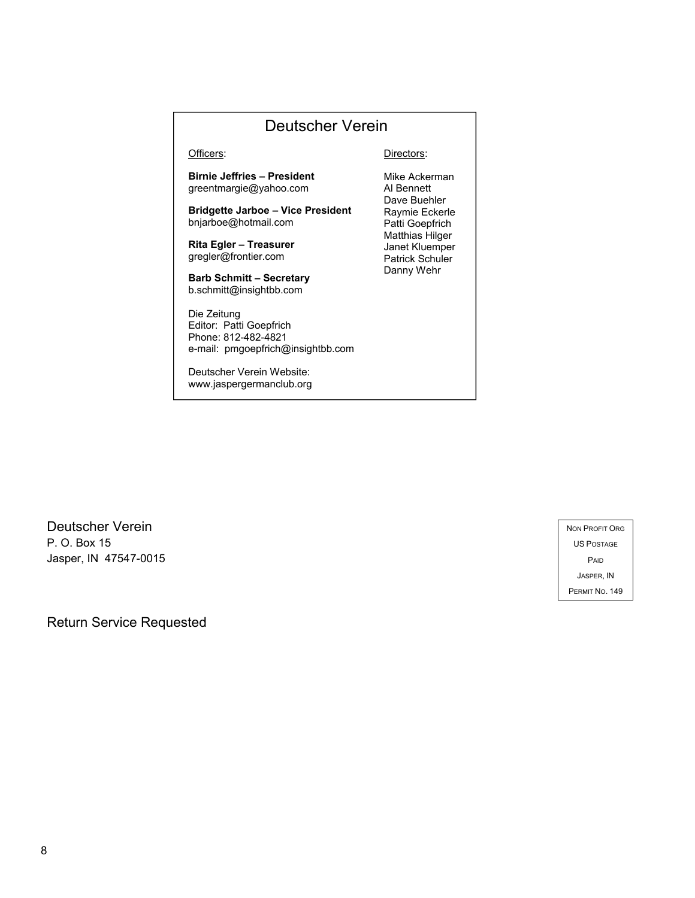## Deutscher Verein

Officers:

**Birnie Jeffries – President**
greentmargie@yahoo.com

**Bridgette Jarboe – Vice President**
bnjarboe@hotmail.com

**Rita Egler – Treasurer**
gregler@frontier.com

**Barb Schmitt – Secretary**
b.schmitt@insightbb.com

Die Zeitung
Editor: Patti Goepfrich
Phone: 812-482-4821
e-mail: pmgoepfrich@insightbb.com

Deutscher Verein Website:
www.jaspergermanclub.org

Directors:

Mike Ackerman
Al Bennett
Dave Buehler
Raymie Eckerle
Patti Goepfrich
Matthias Hilger
Janet Kluemper
Patrick Schuler
Danny Wehr

Deutscher Verein
P. O. Box 15
Jasper, IN 47547-0015

NON PROFIT ORG
US POSTAGE
PAID
JASPER, IN
PERMIT NO. 149

Return Service Requested